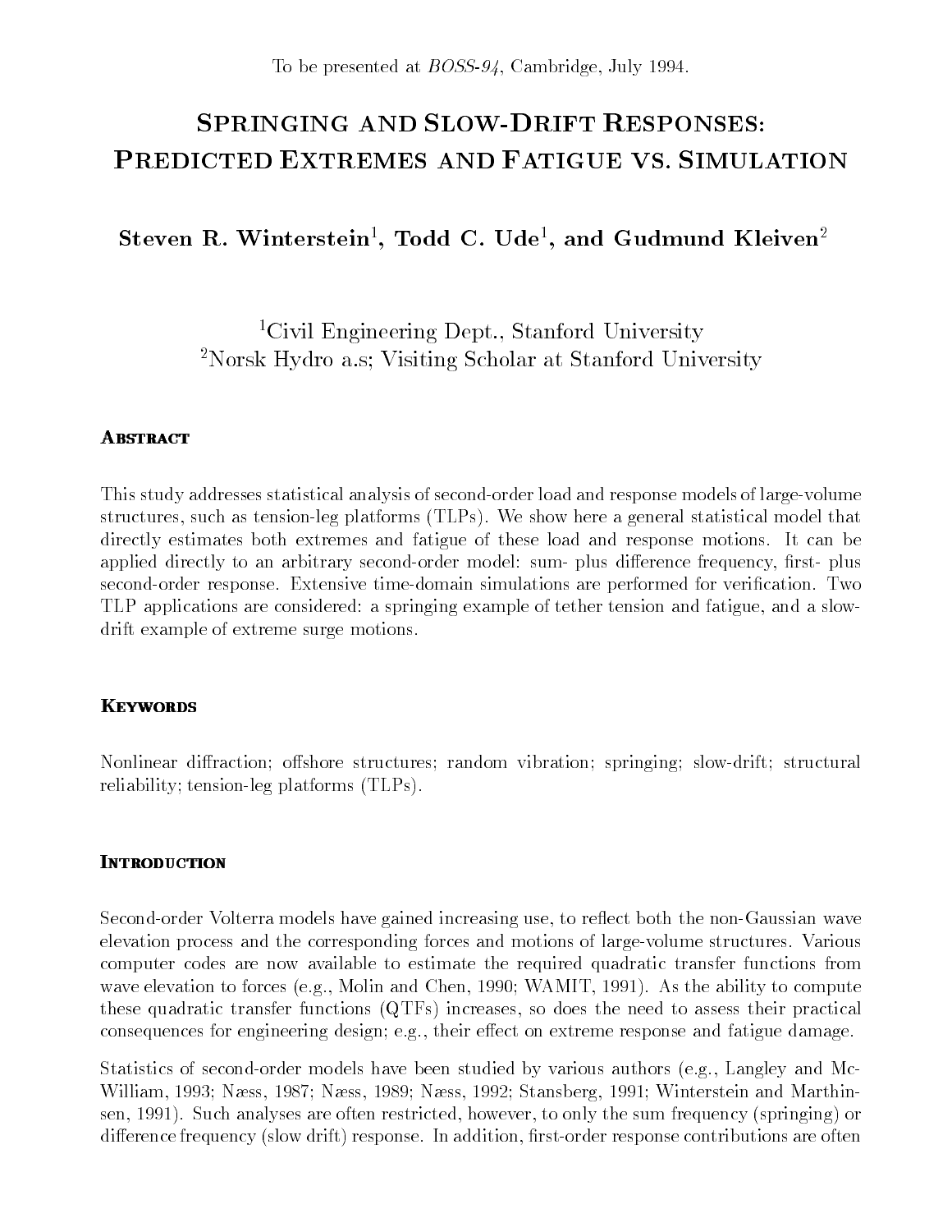To be presented at *BOSS-94*, Cambridge, July 1994.

# Springing and Slow-Drift Responses: Predicted Extremes and Fatigue vs. Simulation

**Steven R. Winterstein[1], Todd C. Ude[1], and Gudmund Kleiven[2]**

[1]Civil Engineering Dept., Stanford University
[2]Norsk Hydro a.s; Visiting Scholar at Stanford University

## Abstract

This study addresses statistical analysis of second-order load and response models of large-volume structures, such as tension-leg platforms (TLPs). We show here a general statistical model that directly estimates both extremes and fatigue of these load and response motions. It can be applied directly to an arbitrary second-order model: sum- plus difference frequency, first- plus second-order response. Extensive time-domain simulations are performed for verification. Two TLP applications are considered: a springing example of tether tension and fatigue, and a slow-drift example of extreme surge motions.

## Keywords

Nonlinear diffraction; offshore structures; random vibration; springing; slow-drift; structural reliability; tension-leg platforms (TLPs).

## Introduction

Second-order Volterra models have gained increasing use, to reflect both the non-Gaussian wave elevation process and the corresponding forces and motions of large-volume structures. Various computer codes are now available to estimate the required quadratic transfer functions from wave elevation to forces (e.g., Molin and Chen, 1990; WAMIT, 1991). As the ability to compute these quadratic transfer functions (QTFs) increases, so does the need to assess their practical consequences for engineering design; e.g., their effect on extreme response and fatigue damage.

Statistics of second-order models have been studied by various authors (e.g., Langley and McWilliam, 1993; Næss, 1987; Næss, 1989; Næss, 1992; Stansberg, 1991; Winterstein and Marthinsen, 1991). Such analyses are often restricted, however, to only the sum frequency (springing) or difference frequency (slow drift) response. In addition, first-order response contributions are often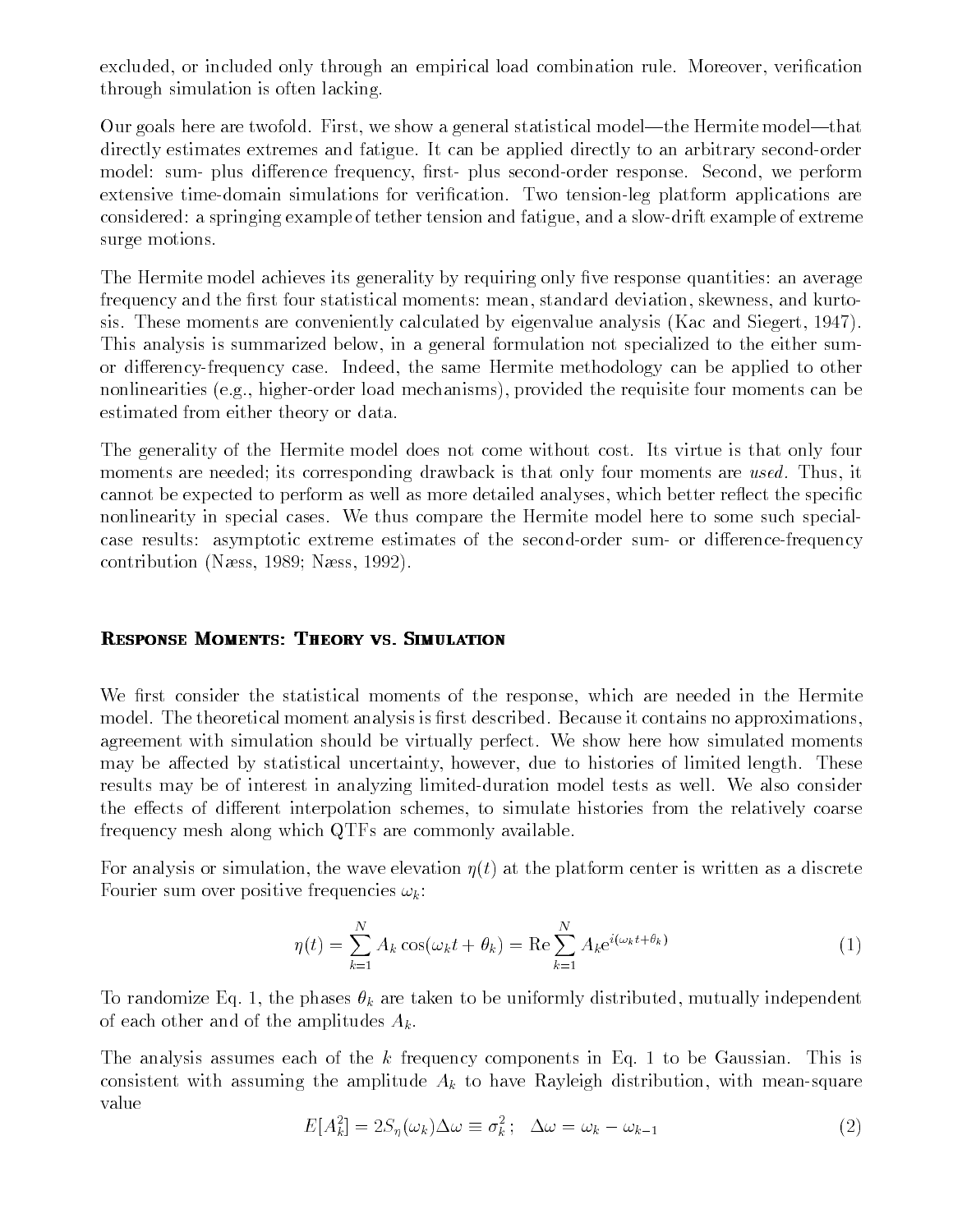excluded, or included only through an empirical load combination rule. Moreover, verification through simulation is often lacking.

Our goals here are twofold. First, we show a general statistical model—the Hermite model—that directly estimates extremes and fatigue. It can be applied directly to an arbitrary second-order model: sum- plus difference frequency, first- plus second-order response. Second, we perform extensive time-domain simulations for verification. Two tension-leg platform applications are considered: a springing example of tether tension and fatigue, and a slow-drift example of extreme surge motions.

The Hermite model achieves its generality by requiring only five response quantities: an average frequency and the first four statistical moments: mean, standard deviation, skewness, and kurtosis. These moments are conveniently calculated by eigenvalue analysis (Kac and Siegert, 1947). This analysis is summarized below, in a general formulation not specialized to the either sum- or differency-frequency case. Indeed, the same Hermite methodology can be applied to other nonlinearities (e.g., higher-order load mechanisms), provided the requisite four moments can be estimated from either theory or data.

The generality of the Hermite model does not come without cost. Its virtue is that only four moments are needed; its corresponding drawback is that only four moments are *used*. Thus, it cannot be expected to perform as well as more detailed analyses, which better reflect the specific nonlinearity in special cases. We thus compare the Hermite model here to some such special-case results: asymptotic extreme estimates of the second-order sum- or difference-frequency contribution (Næss, 1989; Næss, 1992).

## Response Moments: Theory vs. Simulation

We first consider the statistical moments of the response, which are needed in the Hermite model. The theoretical moment analysis is first described. Because it contains no approximations, agreement with simulation should be virtually perfect. We show here how simulated moments may be affected by statistical uncertainty, however, due to histories of limited length. These results may be of interest in analyzing limited-duration model tests as well. We also consider the effects of different interpolation schemes, to simulate histories from the relatively coarse frequency mesh along which QTFs are commonly available.

For analysis or simulation, the wave elevation $\eta(t)$ at the platform center is written as a discrete Fourier sum over positive frequencies $\omega_k$:

$$\eta(t) = \sum_{k=1}^{N} A_k \cos(\omega_k t + \theta_k) = \mathrm{Re} \sum_{k=1}^{N} A_k e^{i(\omega_k t + \theta_k)} \tag{1}$$

To randomize Eq. 1, the phases $\theta_k$ are taken to be uniformly distributed, mutually independent of each other and of the amplitudes $A_k$.

The analysis assumes each of the $k$ frequency components in Eq. 1 to be Gaussian. This is consistent with assuming the amplitude $A_k$ to have Rayleigh distribution, with mean-square value

$$E[A_k^2] = 2S_\eta(\omega_k)\Delta\omega \equiv \sigma_k^2\,; \quad \Delta\omega = \omega_k - \omega_{k-1} \tag{2}$$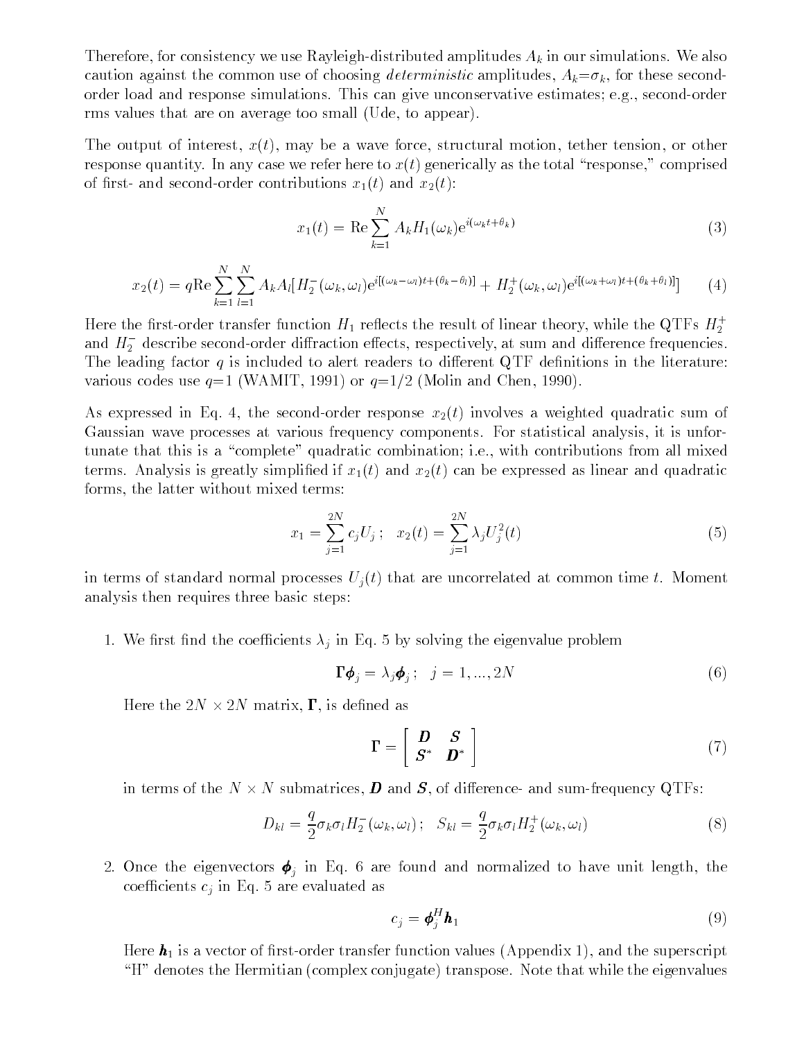Therefore, for consistency we use Rayleigh-distributed amplitudes $A_k$ in our simulations. We also caution against the common use of choosing *deterministic* amplitudes, $A_k=\sigma_k$, for these second-order load and response simulations. This can give unconservative estimates; e.g., second-order rms values that are on average too small (Ude, to appear).

The output of interest, $x(t)$, may be a wave force, structural motion, tether tension, or other response quantity. In any case we refer here to $x(t)$ generically as the total "response," comprised of first- and second-order contributions $x_1(t)$ and $x_2(t)$:

$$x_1(t) = \mathrm{Re} \sum_{k=1}^{N} A_k H_1(\omega_k) \mathrm{e}^{i(\omega_k t + \theta_k)} \tag{3}$$

$$x_2(t) = q\mathrm{Re} \sum_{k=1}^{N} \sum_{l=1}^{N} A_k A_l [\, H_2^-(\omega_k, \omega_l) \mathrm{e}^{i[(\omega_k - \omega_l)t + (\theta_k - \theta_l)]} + H_2^+(\omega_k, \omega_l) \mathrm{e}^{i[(\omega_k + \omega_l)t + (\theta_k + \theta_l)]}] \tag{4}$$

Here the first-order transfer function $H_1$ reflects the result of linear theory, while the QTFs $H_2^+$ and $H_2^-$ describe second-order diffraction effects, respectively, at sum and difference frequencies. The leading factor $q$ is included to alert readers to different QTF definitions in the literature: various codes use $q$=1 (WAMIT, 1991) or $q$=1/2 (Molin and Chen, 1990).

As expressed in Eq. 4, the second-order response $x_2(t)$ involves a weighted quadratic sum of Gaussian wave processes at various frequency components. For statistical analysis, it is unfortunate that this is a "complete" quadratic combination; i.e., with contributions from all mixed terms. Analysis is greatly simplified if $x_1(t)$ and $x_2(t)$ can be expressed as linear and quadratic forms, the latter without mixed terms:

$$x_1 = \sum_{j=1}^{2N} c_j U_j \, ; \quad x_2(t) = \sum_{j=1}^{2N} \lambda_j U_j^2(t) \tag{5}$$

in terms of standard normal processes $U_j(t)$ that are uncorrelated at common time $t$. Moment analysis then requires three basic steps:

1. We first find the coefficients $\lambda_j$ in Eq. 5 by solving the eigenvalue problem

$$\mathbf{\Gamma} \boldsymbol{\phi}_j = \lambda_j \boldsymbol{\phi}_j \, ; \quad j = 1, ..., 2N \tag{6}$$

Here the $2N \times 2N$ matrix, $\mathbf{\Gamma}$, is defined as

$$\mathbf{\Gamma} = \begin{bmatrix} \boldsymbol{D} & \boldsymbol{S} \\ \boldsymbol{S}^* & \boldsymbol{D}^* \end{bmatrix} \tag{7}$$

in terms of the $N \times N$ submatrices, $\boldsymbol{D}$ and $\boldsymbol{S}$, of difference- and sum-frequency QTFs:

$$D_{kl} = \frac{q}{2} \sigma_k \sigma_l H_2^-(\omega_k, \omega_l) \, ; \quad S_{kl} = \frac{q}{2} \sigma_k \sigma_l H_2^+(\omega_k, \omega_l) \tag{8}$$

2. Once the eigenvectors $\boldsymbol{\phi}_j$ in Eq. 6 are found and normalized to have unit length, the coefficients $c_j$ in Eq. 5 are evaluated as

$$c_j = \boldsymbol{\phi}_j^H \boldsymbol{h}_1 \tag{9}$$

Here $\boldsymbol{h}_1$ is a vector of first-order transfer function values (Appendix 1), and the superscript "H" denotes the Hermitian (complex conjugate) transpose. Note that while the eigenvalues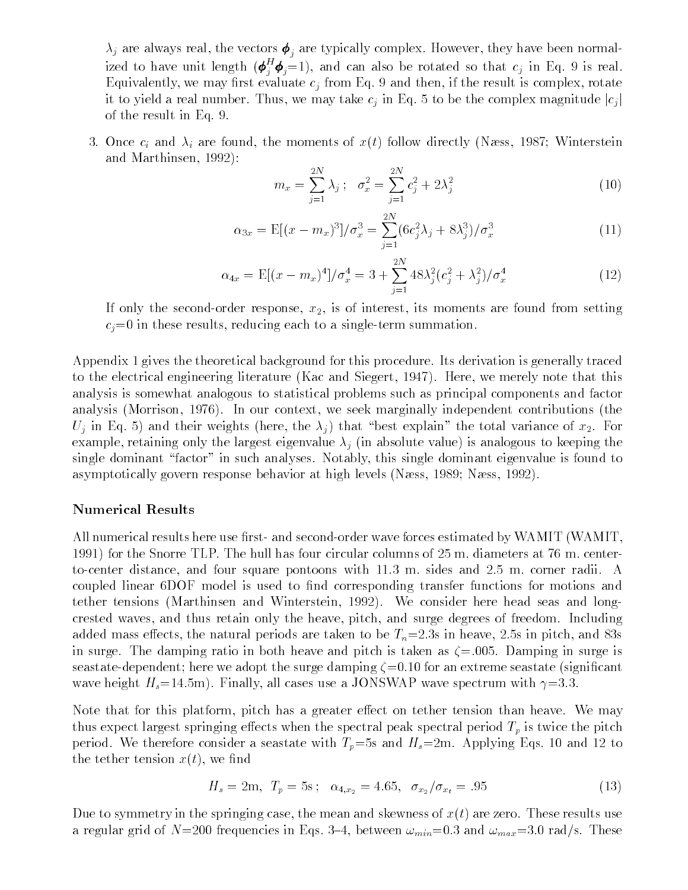$\lambda_j$ are always real, the vectors $\boldsymbol{\phi}_j$ are typically complex. However, they have been normalized to have unit length ($\boldsymbol{\phi}_j^H \boldsymbol{\phi}_j$=1), and can also be rotated so that $c_j$ in Eq. 9 is real. Equivalently, we may first evaluate $c_j$ from Eq. 9 and then, if the result is complex, rotate it to yield a real number. Thus, we may take $c_j$ in Eq. 5 to be the complex magnitude $|c_j|$ of the result in Eq. 9.

3. Once $c_i$ and $\lambda_i$ are found, the moments of $x(t)$ follow directly (Næss, 1987; Winterstein and Marthinsen, 1992):

$$m_x = \sum_{j=1}^{2N} \lambda_j \; ; \quad \sigma_x^2 = \sum_{j=1}^{2N} c_j^2 + 2\lambda_j^2 \tag{10}$$

$$\alpha_{3x} = \mathrm{E}[(x - m_x)^3]/\sigma_x^3 = \sum_{j=1}^{2N} (6c_j^2\lambda_j + 8\lambda_j^3)/\sigma_x^3 \tag{11}$$

$$\alpha_{4x} = \mathrm{E}[(x - m_x)^4]/\sigma_x^4 = 3 + \sum_{j=1}^{2N} 48\lambda_j^2(c_j^2 + \lambda_j^2)/\sigma_x^4 \tag{12}$$

If only the second-order response, $x_2$, is of interest, its moments are found from setting $c_j$=0 in these results, reducing each to a single-term summation.

Appendix 1 gives the theoretical background for this procedure. Its derivation is generally traced to the electrical engineering literature (Kac and Siegert, 1947). Here, we merely note that this analysis is somewhat analogous to statistical problems such as principal components and factor analysis (Morrison, 1976). In our context, we seek marginally independent contributions (the $U_j$ in Eq. 5) and their weights (here, the $\lambda_j$) that "best explain" the total variance of $x_2$. For example, retaining only the largest eigenvalue $\lambda_j$ (in absolute value) is analogous to keeping the single dominant "factor" in such analyses. Notably, this single dominant eigenvalue is found to asymptotically govern response behavior at high levels (Næss, 1989; Næss, 1992).

## Numerical Results

All numerical results here use first- and second-order wave forces estimated by WAMIT (WAMIT, 1991) for the Snorre TLP. The hull has four circular columns of 25 m. diameters at 76 m. center-to-center distance, and four square pontoons with 11.3 m. sides and 2.5 m. corner radii. A coupled linear 6DOF model is used to find corresponding transfer functions for motions and tether tensions (Marthinsen and Winterstein, 1992). We consider here head seas and long-crested waves, and thus retain only the heave, pitch, and surge degrees of freedom. Including added mass effects, the natural periods are taken to be $T_n$=2.3s in heave, 2.5s in pitch, and 83s in surge. The damping ratio in both heave and pitch is taken as $\zeta$=.005. Damping in surge is seastate-dependent; here we adopt the surge damping $\zeta$=0.10 for an extreme seastate (significant wave height $H_s$=14.5m). Finally, all cases use a JONSWAP wave spectrum with $\gamma$=3.3.

Note that for this platform, pitch has a greater effect on tether tension than heave. We may thus expect largest springing effects when the spectral peak spectral period $T_p$ is twice the pitch period. We therefore consider a seastate with $T_p$=5s and $H_s$=2m. Applying Eqs. 10 and 12 to the tether tension $x(t)$, we find

$$H_s = 2\text{m}, \;\; T_p = 5\text{s} \; ; \;\; \alpha_{4,x_2} = 4.65, \;\; \sigma_{x_2}/\sigma_{x_t} = .95 \tag{13}$$

Due to symmetry in the springing case, the mean and skewness of $x(t)$ are zero. These results use a regular grid of $N$=200 frequencies in Eqs. 3–4, between $\omega_{min}$=0.3 and $\omega_{max}$=3.0 rad/s. These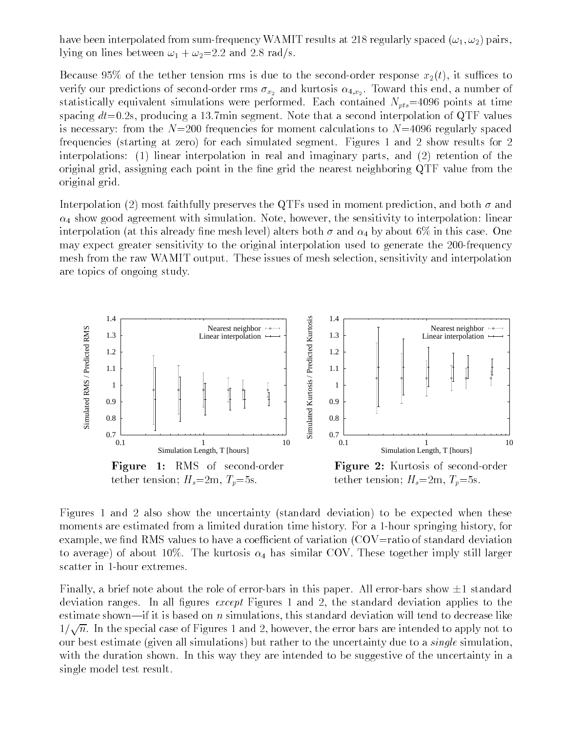have been interpolated from sum-frequency WAMIT results at 218 regularly spaced $(\omega_1, \omega_2)$ pairs, lying on lines between $\omega_1 + \omega_2$=2.2 and 2.8 rad/s.

Because 95% of the tether tension rms is due to the second-order response $x_2(t)$, it suffices to verify our predictions of second-order rms $\sigma_{x_2}$ and kurtosis $\alpha_{4,x_2}$. Toward this end, a number of statistically equivalent simulations were performed. Each contained $N_{pts}$=4096 points at time spacing $dt$=0.2s, producing a 13.7min segment. Note that a second interpolation of QTF values is necessary: from the $N$=200 frequencies for moment calculations to $N$=4096 regularly spaced frequencies (starting at zero) for each simulated segment. Figures 1 and 2 show results for 2 interpolations: (1) linear interpolation in real and imaginary parts, and (2) retention of the original grid, assigning each point in the fine grid the nearest neighboring QTF value from the original grid.

Interpolation (2) most faithfully preserves the QTFs used in moment prediction, and both $\sigma$ and $\alpha_4$ show good agreement with simulation. Note, however, the sensitivity to interpolation: linear interpolation (at this already fine mesh level) alters both $\sigma$ and $\alpha_4$ by about 6% in this case. One may expect greater sensitivity to the original interpolation used to generate the 200-frequency mesh from the raw WAMIT output. These issues of mesh selection, sensitivity and interpolation are topics of ongoing study.

**Figure 1:** RMS of second-order tether tension; $H_s$=2m, $T_p$=5s.

**Figure 2:** Kurtosis of second-order tether tension; $H_s$=2m, $T_p$=5s.

Figures 1 and 2 also show the uncertainty (standard deviation) to be expected when these moments are estimated from a limited duration time history. For a 1-hour springing history, for example, we find RMS values to have a coefficient of variation (COV=ratio of standard deviation to average) of about 10%. The kurtosis $\alpha_4$ has similar COV. These together imply still larger scatter in 1-hour extremes.

Finally, a brief note about the role of error-bars in this paper. All error-bars show $\pm 1$ standard deviation ranges. In all figures *except* Figures 1 and 2, the standard deviation applies to the estimate shown—if it is based on $n$ simulations, this standard deviation will tend to decrease like $1/\sqrt{n}$. In the special case of Figures 1 and 2, however, the error bars are intended to apply not to our best estimate (given all simulations) but rather to the uncertainty due to a *single* simulation, with the duration shown. In this way they are intended to be suggestive of the uncertainty in a single model test result.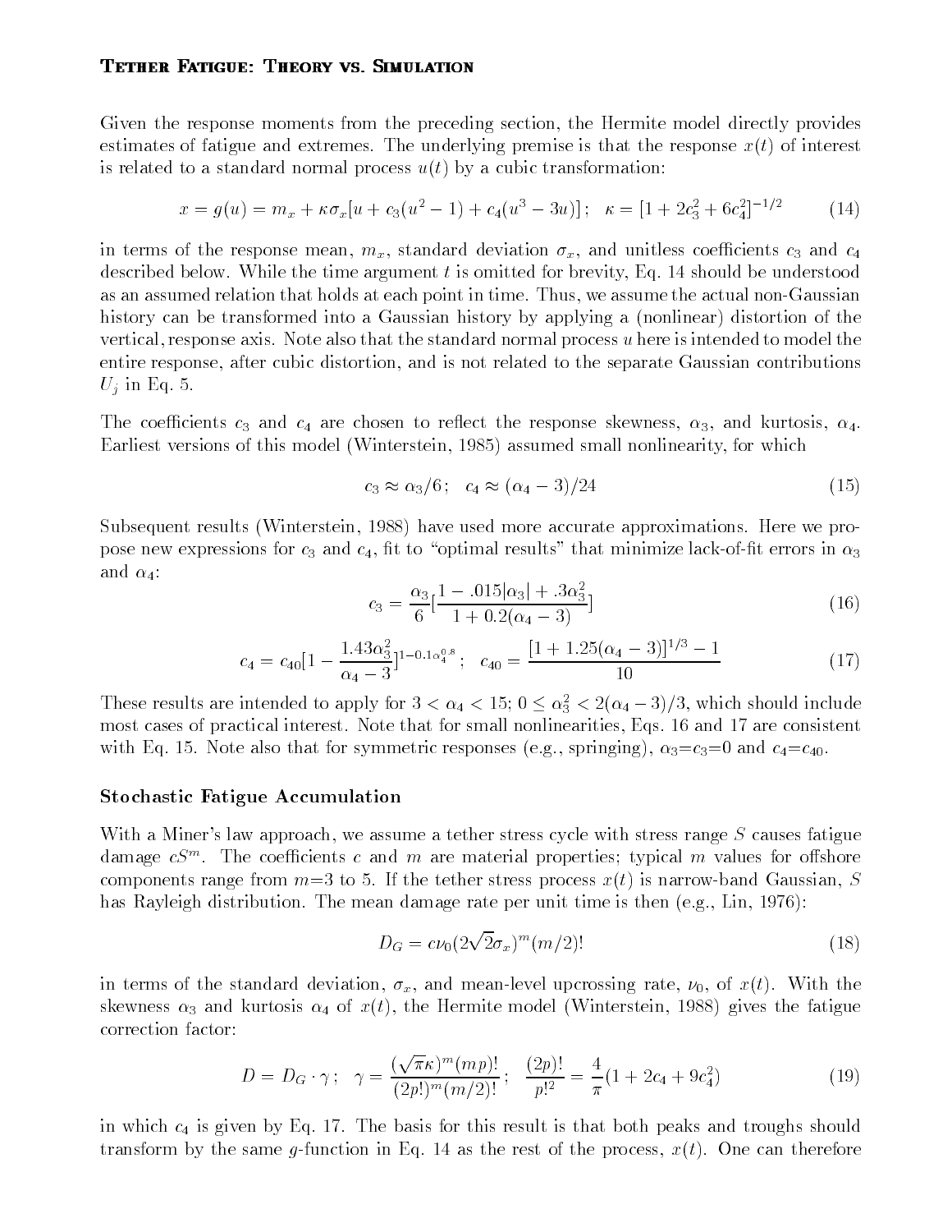# Tether Fatigue: Theory vs. Simulation

Given the response moments from the preceding section, the Hermite model directly provides estimates of fatigue and extremes. The underlying premise is that the response $x(t)$ of interest is related to a standard normal process $u(t)$ by a cubic transformation:

$$x = g(u) = m_x + \kappa\sigma_x[u + c_3(u^2 - 1) + c_4(u^3 - 3u)]\,; \quad \kappa = [1 + 2c_3^2 + 6c_4^2]^{-1/2} \tag{14}$$

in terms of the response mean, $m_x$, standard deviation $\sigma_x$, and unitless coefficients $c_3$ and $c_4$ described below. While the time argument $t$ is omitted for brevity, Eq. 14 should be understood as an assumed relation that holds at each point in time. Thus, we assume the actual non-Gaussian history can be transformed into a Gaussian history by applying a (nonlinear) distortion of the vertical, response axis. Note also that the standard normal process $u$ here is intended to model the entire response, after cubic distortion, and is not related to the separate Gaussian contributions $U_j$ in Eq. 5.

The coefficients $c_3$ and $c_4$ are chosen to reflect the response skewness, $\alpha_3$, and kurtosis, $\alpha_4$. Earliest versions of this model (Winterstein, 1985) assumed small nonlinearity, for which

$$c_3 \approx \alpha_3/6\,; \quad c_4 \approx (\alpha_4 - 3)/24 \tag{15}$$

Subsequent results (Winterstein, 1988) have used more accurate approximations. Here we propose new expressions for $c_3$ and $c_4$, fit to "optimal results" that minimize lack-of-fit errors in $\alpha_3$ and $\alpha_4$:

$$c_3 = \frac{\alpha_3}{6}\left[\frac{1 - .015|\alpha_3| + .3\alpha_3^2}{1 + 0.2(\alpha_4 - 3)}\right] \tag{16}$$

$$c_4 = c_{40}\left[1 - \frac{1.43\alpha_3^2}{\alpha_4 - 3}\right]^{1 - 0.1\alpha_4^{0.8}}\,; \quad c_{40} = \frac{[1 + 1.25(\alpha_4 - 3)]^{1/3} - 1}{10} \tag{17}$$

These results are intended to apply for $3 < \alpha_4 < 15$; $0 \le \alpha_3^2 < 2(\alpha_4 - 3)/3$, which should include most cases of practical interest. Note that for small nonlinearities, Eqs. 16 and 17 are consistent with Eq. 15. Note also that for symmetric responses (e.g., springing), $\alpha_3$=$c_3$=0 and $c_4$=$c_{40}$.

## Stochastic Fatigue Accumulation

With a Miner's law approach, we assume a tether stress cycle with stress range $S$ causes fatigue damage $cS^m$. The coefficients $c$ and $m$ are material properties; typical $m$ values for offshore components range from $m$=3 to 5. If the tether stress process $x(t)$ is narrow-band Gaussian, $S$ has Rayleigh distribution. The mean damage rate per unit time is then (e.g., Lin, 1976):

$$D_G = c\nu_0(2\sqrt{2}\sigma_x)^m(m/2)! \tag{18}$$

in terms of the standard deviation, $\sigma_x$, and mean-level upcrossing rate, $\nu_0$, of $x(t)$. With the skewness $\alpha_3$ and kurtosis $\alpha_4$ of $x(t)$, the Hermite model (Winterstein, 1988) gives the fatigue correction factor:

$$D = D_G \cdot \gamma\,; \quad \gamma = \frac{(\sqrt{\pi}\kappa)^m(mp)!}{(2p!)^m(m/2)!}\,; \quad \frac{(2p)!}{p!^2} = \frac{4}{\pi}(1 + 2c_4 + 9c_4^2) \tag{19}$$

in which $c_4$ is given by Eq. 17. The basis for this result is that both peaks and troughs should transform by the same $g$-function in Eq. 14 as the rest of the process, $x(t)$. One can therefore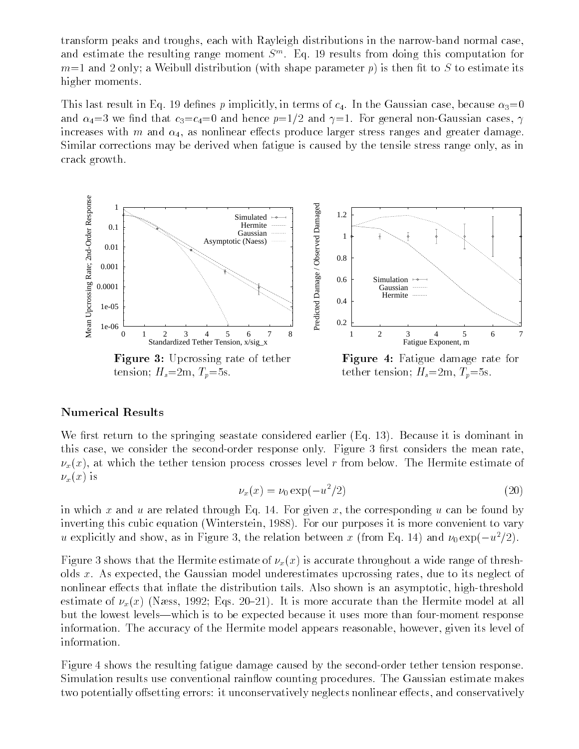transform peaks and troughs, each with Rayleigh distributions in the narrow-band normal case, and estimate the resulting range moment $S^m$. Eq. 19 results from doing this computation for $m$=1 and 2 only; a Weibull distribution (with shape parameter $p$) is then fit to $S$ to estimate its higher moments.

This last result in Eq. 19 defines $p$ implicitly, in terms of $c_4$. In the Gaussian case, because $\alpha_3$=0 and $\alpha_4$=3 we find that $c_3$=$c_4$=0 and hence $p$=1/2 and $\gamma$=1. For general non-Gaussian cases, $\gamma$ increases with $m$ and $\alpha_4$, as nonlinear effects produce larger stress ranges and greater damage. Similar corrections may be derived when fatigue is caused by the tensile stress range only, as in crack growth.

**Figure 3:** Upcrossing rate of tether tension; $H_s$=2m, $T_p$=5s.

**Figure 4:** Fatigue damage rate for tether tension; $H_s$=2m, $T_p$=5s.

### Numerical Results

We first return to the springing seastate considered earlier (Eq. 13). Because it is dominant in this case, we consider the second-order response only. Figure 3 first considers the mean rate, $\nu_x(x)$, at which the tether tension process crosses level $r$ from below. The Hermite estimate of $\nu_x(x)$ is

$$\nu_x(x) = \nu_0 \exp(-u^2/2) \tag{20}$$

in which $x$ and $u$ are related through Eq. 14. For given $x$, the corresponding $u$ can be found by inverting this cubic equation (Winterstein, 1988). For our purposes it is more convenient to vary $u$ explicitly and show, as in Figure 3, the relation between $x$ (from Eq. 14) and $\nu_0 \exp(-u^2/2)$.

Figure 3 shows that the Hermite estimate of $\nu_x(x)$ is accurate throughout a wide range of thresholds $x$. As expected, the Gaussian model underestimates upcrossing rates, due to its neglect of nonlinear effects that inflate the distribution tails. Also shown is an asymptotic, high-threshold estimate of $\nu_x(x)$ (Næss, 1992; Eqs. 20–21). It is more accurate than the Hermite model at all but the lowest levels—which is to be expected because it uses more than four-moment response information. The accuracy of the Hermite model appears reasonable, however, given its level of information.

Figure 4 shows the resulting fatigue damage caused by the second-order tether tension response. Simulation results use conventional rainflow counting procedures. The Gaussian estimate makes two potentially offsetting errors: it unconservatively neglects nonlinear effects, and conservatively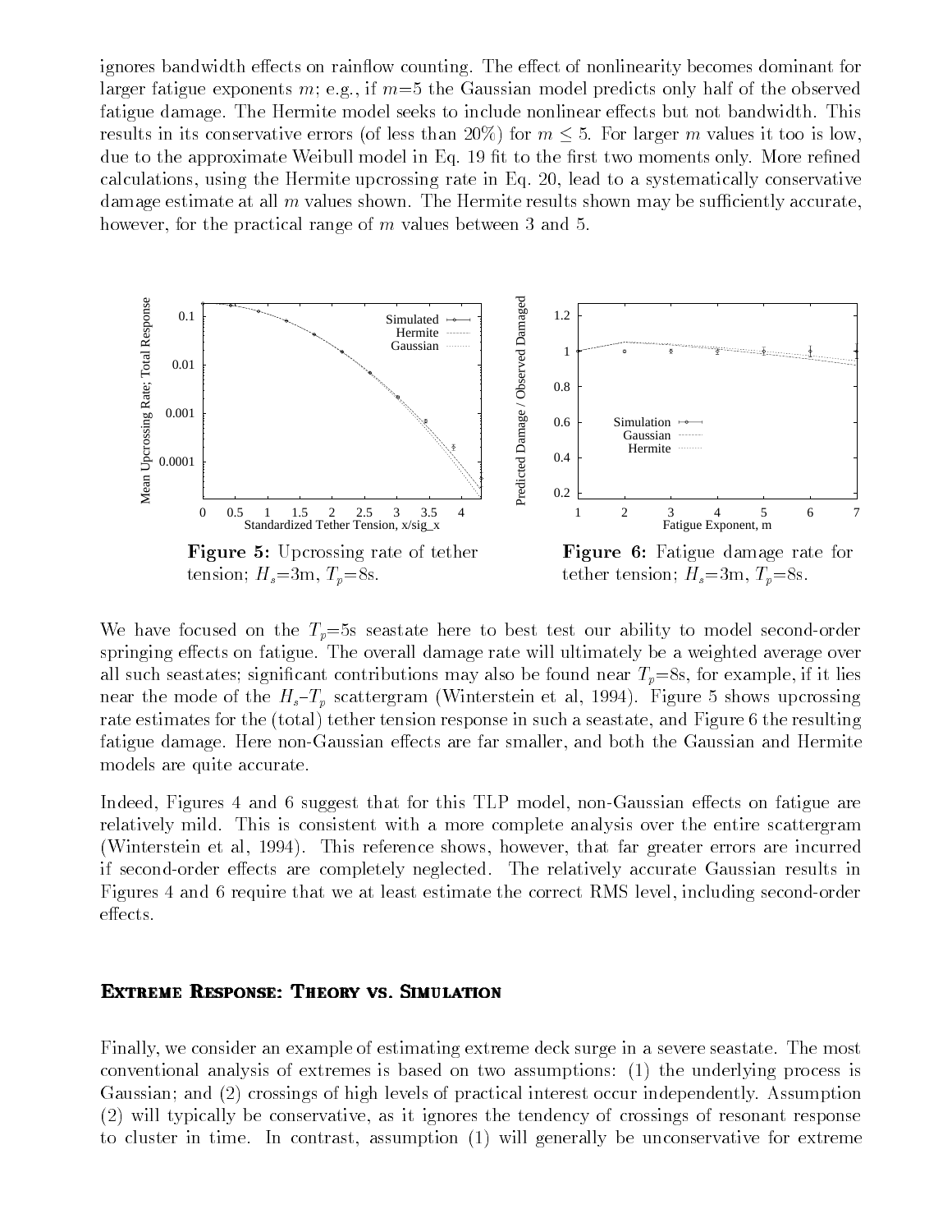ignores bandwidth effects on rainflow counting. The effect of nonlinearity becomes dominant for larger fatigue exponents $m$; e.g., if $m$=5 the Gaussian model predicts only half of the observed fatigue damage. The Hermite model seeks to include nonlinear effects but not bandwidth. This results in its conservative errors (of less than 20%) for $m \leq 5$. For larger $m$ values it too is low, due to the approximate Weibull model in Eq. 19 fit to the first two moments only. More refined calculations, using the Hermite upcrossing rate in Eq. 20, lead to a systematically conservative damage estimate at all $m$ values shown. The Hermite results shown may be sufficiently accurate, however, for the practical range of $m$ values between 3 and 5.

**Figure 5:** Upcrossing rate of tether tension; $H_s$=3m, $T_p$=8s.

**Figure 6:** Fatigue damage rate for tether tension; $H_s$=3m, $T_p$=8s.

We have focused on the $T_p$=5s seastate here to best test our ability to model second-order springing effects on fatigue. The overall damage rate will ultimately be a weighted average over all such seastates; significant contributions may also be found near $T_p$=8s, for example, if it lies near the mode of the $H_s$–$T_p$ scattergram (Winterstein et al, 1994). Figure 5 shows upcrossing rate estimates for the (total) tether tension response in such a seastate, and Figure 6 the resulting fatigue damage. Here non-Gaussian effects are far smaller, and both the Gaussian and Hermite models are quite accurate.

Indeed, Figures 4 and 6 suggest that for this TLP model, non-Gaussian effects on fatigue are relatively mild. This is consistent with a more complete analysis over the entire scattergram (Winterstein et al, 1994). This reference shows, however, that far greater errors are incurred if second-order effects are completely neglected. The relatively accurate Gaussian results in Figures 4 and 6 require that we at least estimate the correct RMS level, including second-order effects.

## Extreme Response: Theory vs. Simulation

Finally, we consider an example of estimating extreme deck surge in a severe seastate. The most conventional analysis of extremes is based on two assumptions: (1) the underlying process is Gaussian; and (2) crossings of high levels of practical interest occur independently. Assumption (2) will typically be conservative, as it ignores the tendency of crossings of resonant response to cluster in time. In contrast, assumption (1) will generally be unconservative for extreme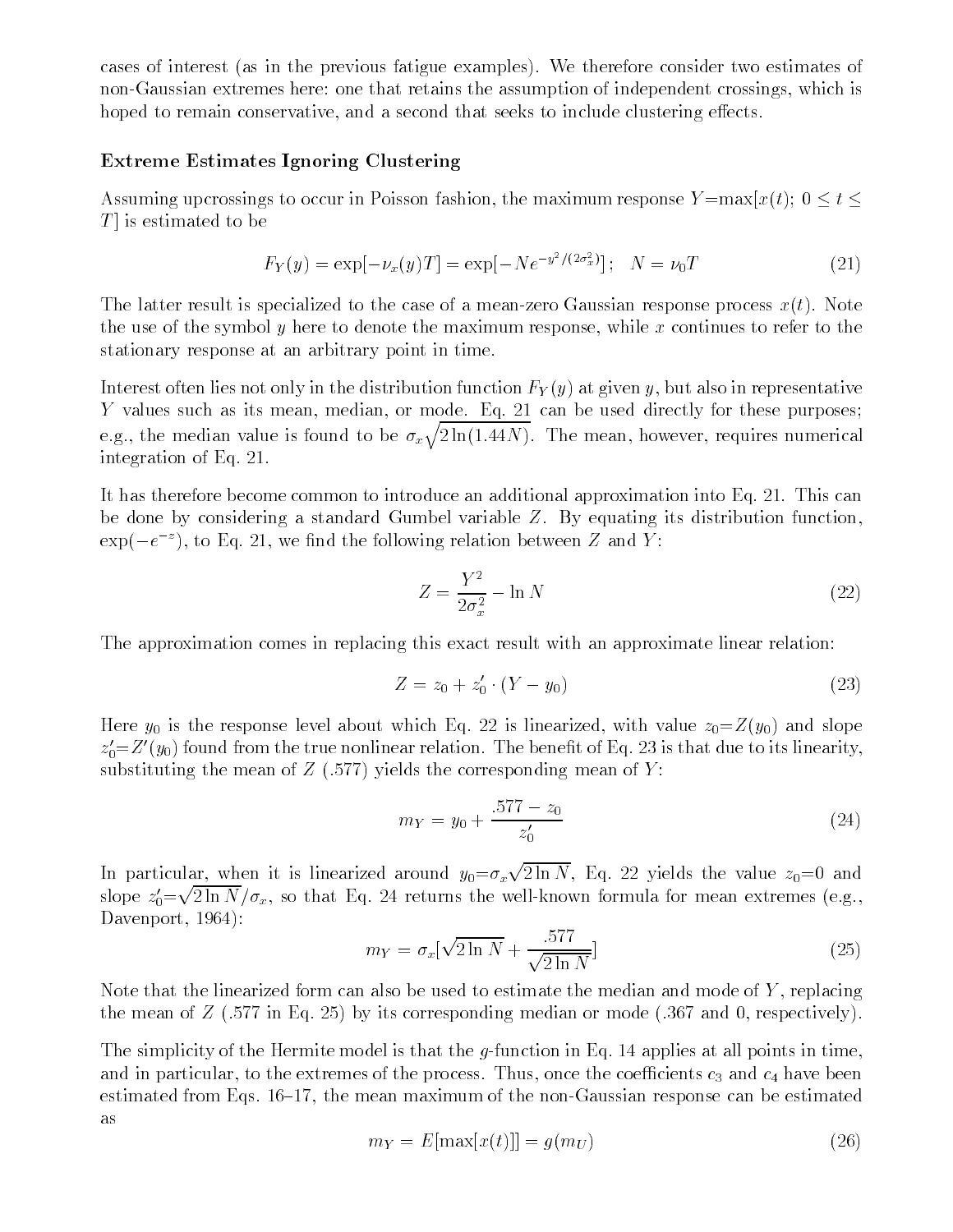cases of interest (as in the previous fatigue examples). We therefore consider two estimates of non-Gaussian extremes here: one that retains the assumption of independent crossings, which is hoped to remain conservative, and a second that seeks to include clustering effects.

### Extreme Estimates Ignoring Clustering

Assuming upcrossings to occur in Poisson fashion, the maximum response $Y=\max[x(t);\ 0 \leq t \leq T]$ is estimated to be

$$F_Y(y) = \exp[-\nu_x(y)T] = \exp[-Ne^{-y^2/(2\sigma_x^2)}]; \quad N = \nu_0 T \tag{21}$$

The latter result is specialized to the case of a mean-zero Gaussian response process $x(t)$. Note the use of the symbol $y$ here to denote the maximum response, while $x$ continues to refer to the stationary response at an arbitrary point in time.

Interest often lies not only in the distribution function $F_Y(y)$ at given $y$, but also in representative $Y$ values such as its mean, median, or mode. Eq. 21 can be used directly for these purposes; e.g., the median value is found to be $\sigma_x\sqrt{2\ln(1.44N)}$. The mean, however, requires numerical integration of Eq. 21.

It has therefore become common to introduce an additional approximation into Eq. 21. This can be done by considering a standard Gumbel variable $Z$. By equating its distribution function, $\exp(-e^{-z})$, to Eq. 21, we find the following relation between $Z$ and $Y$:

$$Z = \frac{Y^2}{2\sigma_x^2} - \ln N \tag{22}$$

The approximation comes in replacing this exact result with an approximate linear relation:

$$Z = z_0 + z_0' \cdot (Y - y_0) \tag{23}$$

Here $y_0$ is the response level about which Eq. 22 is linearized, with value $z_0=Z(y_0)$ and slope $z_0'=Z'(y_0)$ found from the true nonlinear relation. The benefit of Eq. 23 is that due to its linearity, substituting the mean of $Z$ (.577) yields the corresponding mean of $Y$:

$$m_Y = y_0 + \frac{.577 - z_0}{z_0'} \tag{24}$$

In particular, when it is linearized around $y_0=\sigma_x\sqrt{2\ln N}$, Eq. 22 yields the value $z_0=0$ and slope $z_0'=\sqrt{2\ln N}/\sigma_x$, so that Eq. 24 returns the well-known formula for mean extremes (e.g., Davenport, 1964):

$$m_Y = \sigma_x[\sqrt{2\ln N} + \frac{.577}{\sqrt{2\ln N}}] \tag{25}$$

Note that the linearized form can also be used to estimate the median and mode of $Y$, replacing the mean of $Z$ (.577 in Eq. 25) by its corresponding median or mode (.367 and 0, respectively).

The simplicity of the Hermite model is that the $g$-function in Eq. 14 applies at all points in time, and in particular, to the extremes of the process. Thus, once the coefficients $c_3$ and $c_4$ have been estimated from Eqs. 16–17, the mean maximum of the non-Gaussian response can be estimated as

$$m_Y = E[\max[x(t)]] = g(m_U) \tag{26}$$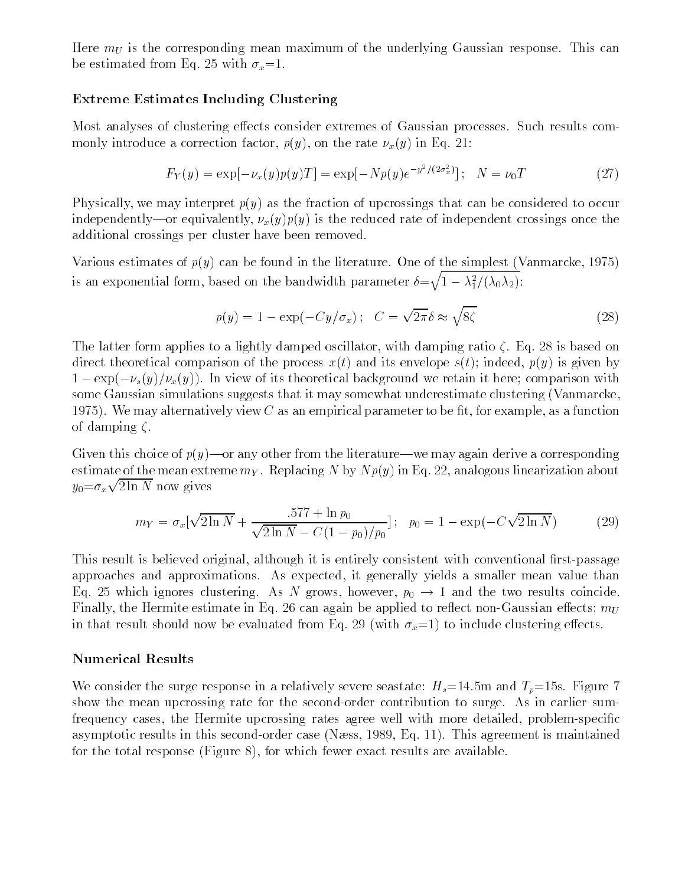Here $m_U$ is the corresponding mean maximum of the underlying Gaussian response. This can be estimated from Eq. 25 with $\sigma_x$=1.

### Extreme Estimates Including Clustering

Most analyses of clustering effects consider extremes of Gaussian processes. Such results commonly introduce a correction factor, $p(y)$, on the rate $\nu_x(y)$ in Eq. 21:

$$F_Y(y) = \exp[-\nu_x(y)p(y)T] = \exp[-Np(y)e^{-y^2/(2\sigma_x^2)}]; \quad N = \nu_0 T \tag{27}$$

Physically, we may interpret $p(y)$ as the fraction of upcrossings that can be considered to occur independently—or equivalently, $\nu_x(y)p(y)$ is the reduced rate of independent crossings once the additional crossings per cluster have been removed.

Various estimates of $p(y)$ can be found in the literature. One of the simplest (Vanmarcke, 1975) is an exponential form, based on the bandwidth parameter $\delta=\sqrt{1-\lambda_1^2/(\lambda_0\lambda_2)}$:

$$p(y) = 1 - \exp(-Cy/\sigma_x); \quad C = \sqrt{2\pi}\delta \approx \sqrt{8\zeta} \tag{28}$$

The latter form applies to a lightly damped oscillator, with damping ratio $\zeta$. Eq. 28 is based on direct theoretical comparison of the process $x(t)$ and its envelope $s(t)$; indeed, $p(y)$ is given by $1-\exp(-\nu_s(y)/\nu_x(y))$. In view of its theoretical background we retain it here; comparison with some Gaussian simulations suggests that it may somewhat underestimate clustering (Vanmarcke, 1975). We may alternatively view $C$ as an empirical parameter to be fit, for example, as a function of damping $\zeta$.

Given this choice of $p(y)$—or any other from the literature—we may again derive a corresponding estimate of the mean extreme $m_Y$. Replacing $N$ by $Np(y)$ in Eq. 22, analogous linearization about $y_0=\sigma_x\sqrt{2\ln N}$ now gives

$$m_Y = \sigma_x[\sqrt{2\ln N} + \frac{.577 + \ln p_0}{\sqrt{2\ln N} - C(1-p_0)/p_0}]; \quad p_0 = 1 - \exp(-C\sqrt{2\ln N}) \tag{29}$$

This result is believed original, although it is entirely consistent with conventional first-passage approaches and approximations. As expected, it generally yields a smaller mean value than Eq. 25 which ignores clustering. As $N$ grows, however, $p_0 \to 1$ and the two results coincide. Finally, the Hermite estimate in Eq. 26 can again be applied to reflect non-Gaussian effects; $m_U$ in that result should now be evaluated from Eq. 29 (with $\sigma_x$=1) to include clustering effects.

### Numerical Results

We consider the surge response in a relatively severe seastate: $H_s$=14.5m and $T_p$=15s. Figure 7 show the mean upcrossing rate for the second-order contribution to surge. As in earlier sum-frequency cases, the Hermite upcrossing rates agree well with more detailed, problem-specific asymptotic results in this second-order case (Næss, 1989, Eq. 11). This agreement is maintained for the total response (Figure 8), for which fewer exact results are available.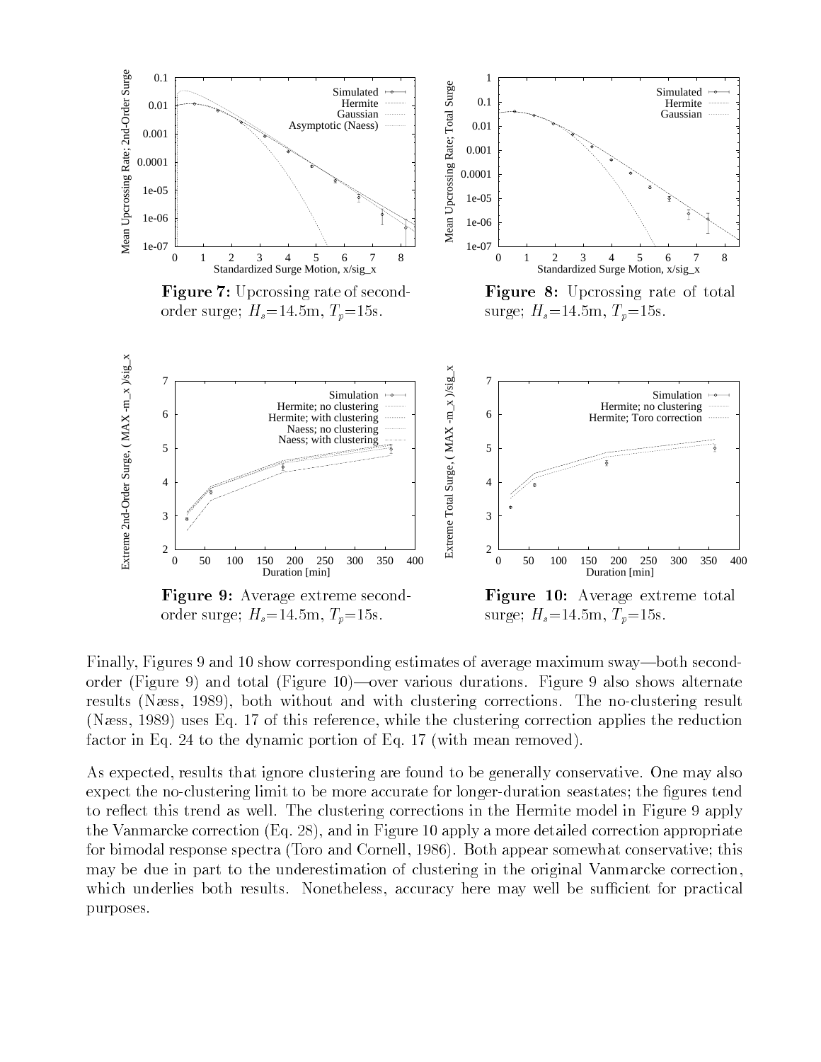**Figure 7:** Upcrossing rate of second-order surge; $H_s$=14.5m, $T_p$=15s.

**Figure 8:** Upcrossing rate of total surge; $H_s$=14.5m, $T_p$=15s.

**Figure 9:** Average extreme second-order surge; $H_s$=14.5m, $T_p$=15s.

**Figure 10:** Average extreme total surge; $H_s$=14.5m, $T_p$=15s.

Finally, Figures 9 and 10 show corresponding estimates of average maximum sway—both second-order (Figure 9) and total (Figure 10)—over various durations. Figure 9 also shows alternate results (Næss, 1989), both without and with clustering corrections. The no-clustering result (Næss, 1989) uses Eq. 17 of this reference, while the clustering correction applies the reduction factor in Eq. 24 to the dynamic portion of Eq. 17 (with mean removed).

As expected, results that ignore clustering are found to be generally conservative. One may also expect the no-clustering limit to be more accurate for longer-duration seastates; the figures tend to reflect this trend as well. The clustering corrections in the Hermite model in Figure 9 apply the Vanmarcke correction (Eq. 28), and in Figure 10 apply a more detailed correction appropriate for bimodal response spectra (Toro and Cornell, 1986). Both appear somewhat conservative; this may be due in part to the underestimation of clustering in the original Vanmarcke correction, which underlies both results. Nonetheless, accuracy here may well be sufficient for practical purposes.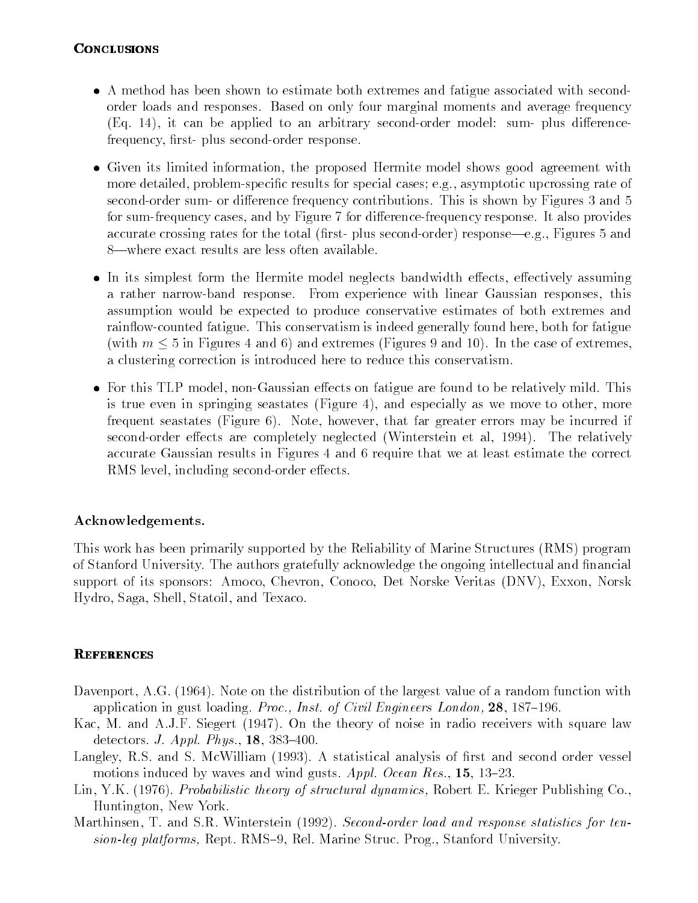## Conclusions

- A method has been shown to estimate both extremes and fatigue associated with second-order loads and responses. Based on only four marginal moments and average frequency (Eq. 14), it can be applied to an arbitrary second-order model: sum- plus difference-frequency, first- plus second-order response.

- Given its limited information, the proposed Hermite model shows good agreement with more detailed, problem-specific results for special cases; e.g., asymptotic upcrossing rate of second-order sum- or difference frequency contributions. This is shown by Figures 3 and 5 for sum-frequency cases, and by Figure 7 for difference-frequency response. It also provides accurate crossing rates for the total (first- plus second-order) response—e.g., Figures 5 and 8—where exact results are less often available.

- In its simplest form the Hermite model neglects bandwidth effects, effectively assuming a rather narrow-band response. From experience with linear Gaussian responses, this assumption would be expected to produce conservative estimates of both extremes and rainflow-counted fatigue. This conservatism is indeed generally found here, both for fatigue (with $m \leq 5$ in Figures 4 and 6) and extremes (Figures 9 and 10). In the case of extremes, a clustering correction is introduced here to reduce this conservatism.

- For this TLP model, non-Gaussian effects on fatigue are found to be relatively mild. This is true even in springing seastates (Figure 4), and especially as we move to other, more frequent seastates (Figure 6). Note, however, that far greater errors may be incurred if second-order effects are completely neglected (Winterstein et al, 1994). The relatively accurate Gaussian results in Figures 4 and 6 require that we at least estimate the correct RMS level, including second-order effects.

### Acknowledgements.

This work has been primarily supported by the Reliability of Marine Structures (RMS) program of Stanford University. The authors gratefully acknowledge the ongoing intellectual and financial support of its sponsors: Amoco, Chevron, Conoco, Det Norske Veritas (DNV), Exxon, Norsk Hydro, Saga, Shell, Statoil, and Texaco.

## References

Davenport, A.G. (1964). Note on the distribution of the largest value of a random function with application in gust loading. *Proc., Inst. of Civil Engineers London,* **28**, 187–196.

Kac, M. and A.J.F. Siegert (1947). On the theory of noise in radio receivers with square law detectors. *J. Appl. Phys.*, **18**, 383–400.

Langley, R.S. and S. McWilliam (1993). A statistical analysis of first and second order vessel motions induced by waves and wind gusts. *Appl. Ocean Res.*, **15**, 13–23.

Lin, Y.K. (1976). *Probabilistic theory of structural dynamics,* Robert E. Krieger Publishing Co., Huntington, New York.

Marthinsen, T. and S.R. Winterstein (1992). *Second-order load and response statistics for tension-leg platforms,* Rept. RMS–9, Rel. Marine Struc. Prog., Stanford University.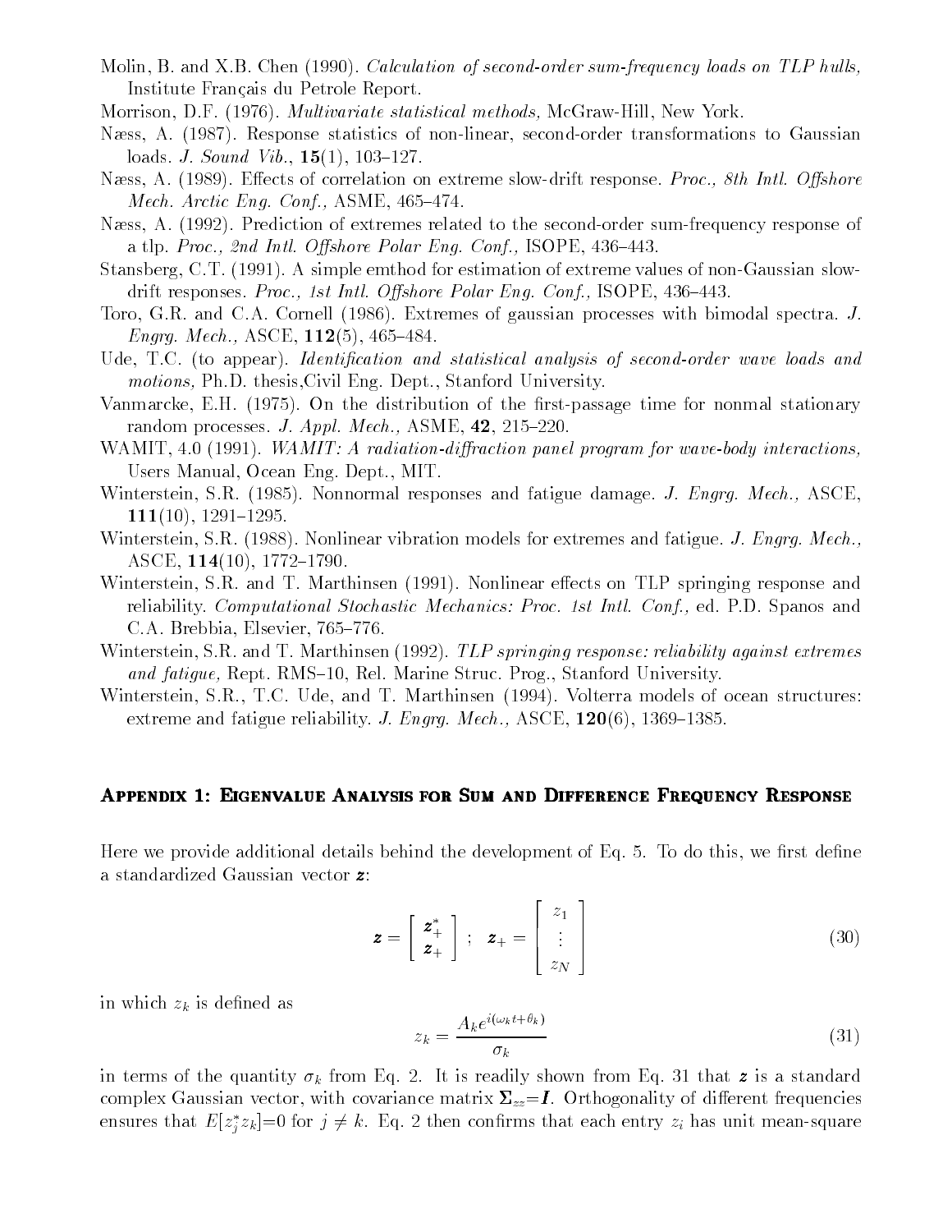Molin, B. and X.B. Chen (1990). *Calculation of second-order sum-frequency loads on TLP hulls,* Institute Français du Petrole Report.

Morrison, D.F. (1976). *Multivariate statistical methods,* McGraw-Hill, New York.

Næss, A. (1987). Response statistics of non-linear, second-order transformations to Gaussian loads. *J. Sound Vib.*, **15**(1), 103–127.

Næss, A. (1989). Effects of correlation on extreme slow-drift response. *Proc., 8th Intl. Offshore Mech. Arctic Eng. Conf.,* ASME, 465–474.

Næss, A. (1992). Prediction of extremes related to the second-order sum-frequency response of a tlp. *Proc., 2nd Intl. Offshore Polar Eng. Conf.,* ISOPE, 436–443.

Stansberg, C.T. (1991). A simple emthod for estimation of extreme values of non-Gaussian slow-drift responses. *Proc., 1st Intl. Offshore Polar Eng. Conf.,* ISOPE, 436–443.

Toro, G.R. and C.A. Cornell (1986). Extremes of gaussian processes with bimodal spectra. *J. Engrg. Mech.,* ASCE, **112**(5), 465–484.

Ude, T.C. (to appear). *Identification and statistical analysis of second-order wave loads and motions,* Ph.D. thesis,Civil Eng. Dept., Stanford University.

Vanmarcke, E.H. (1975). On the distribution of the first-passage time for nonmal stationary random processes. *J. Appl. Mech.,* ASME, **42**, 215–220.

WAMIT, 4.0 (1991). *WAMIT: A radiation-diffraction panel program for wave-body interactions,* Users Manual, Ocean Eng. Dept., MIT.

Winterstein, S.R. (1985). Nonnormal responses and fatigue damage. *J. Engrg. Mech.,* ASCE, **111**(10), 1291–1295.

Winterstein, S.R. (1988). Nonlinear vibration models for extremes and fatigue. *J. Engrg. Mech.,* ASCE, **114**(10), 1772–1790.

Winterstein, S.R. and T. Marthinsen (1991). Nonlinear effects on TLP springing response and reliability. *Computational Stochastic Mechanics: Proc. 1st Intl. Conf.,* ed. P.D. Spanos and C.A. Brebbia, Elsevier, 765–776.

Winterstein, S.R. and T. Marthinsen (1992). *TLP springing response: reliability against extremes and fatigue,* Rept. RMS–10, Rel. Marine Struc. Prog., Stanford University.

Winterstein, S.R., T.C. Ude, and T. Marthinsen (1994). Volterra models of ocean structures: extreme and fatigue reliability. *J. Engrg. Mech.,* ASCE, **120**(6), 1369–1385.

## Appendix 1: Eigenvalue Analysis for Sum and Difference Frequency Response

Here we provide additional details behind the development of Eq. 5. To do this, we first define a standardized Gaussian vector $\boldsymbol{z}$:

$$\boldsymbol{z} = \begin{bmatrix} \boldsymbol{z}_+^* \\ \boldsymbol{z}_+ \end{bmatrix} \; ; \; \boldsymbol{z}_+ = \begin{bmatrix} z_1 \\ \vdots \\ z_N \end{bmatrix} \tag{30}$$

in which $z_k$ is defined as

$$z_k = \frac{A_k e^{i(\omega_k t + \theta_k)}}{\sigma_k} \tag{31}$$

in terms of the quantity $\sigma_k$ from Eq. 2. It is readily shown from Eq. 31 that $\boldsymbol{z}$ is a standard complex Gaussian vector, with covariance matrix $\boldsymbol{\Sigma}_{zz}=\boldsymbol{I}$. Orthogonality of different frequencies ensures that $E[z_j^* z_k]=0$ for $j \neq k$. Eq. 2 then confirms that each entry $z_i$ has unit mean-square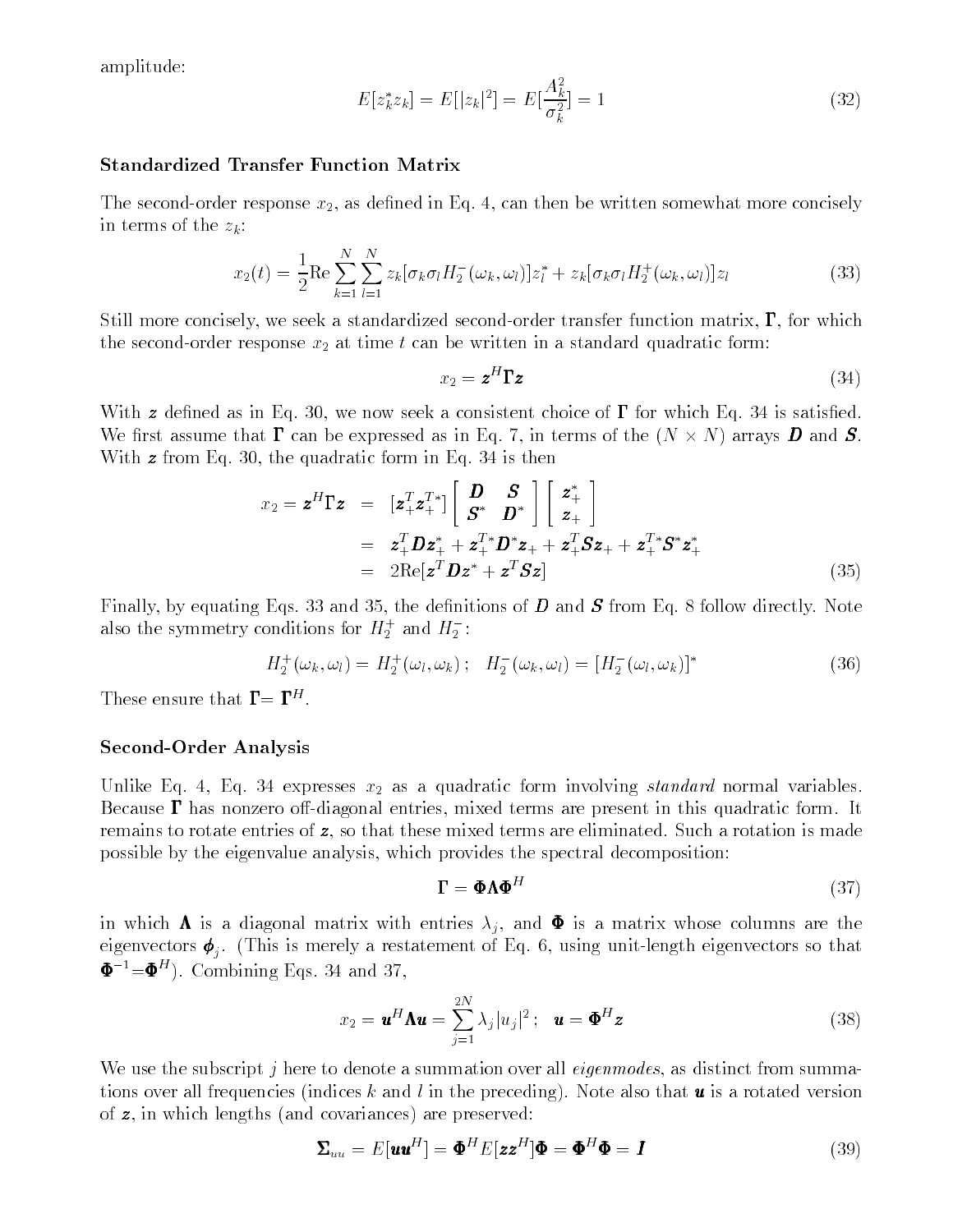amplitude:

$$E[z_k^* z_k] = E[|z_k|^2] = E[\frac{A_k^2}{\sigma_k^2}] = 1 \tag{32}$$

### Standardized Transfer Function Matrix

The second-order response $x_2$, as defined in Eq. 4, can then be written somewhat more concisely in terms of the $z_k$:

$$x_2(t) = \frac{1}{2}\text{Re}\sum_{k=1}^{N}\sum_{l=1}^{N} z_k[\sigma_k \sigma_l H_2^-(\omega_k, \omega_l)]z_l^* + z_k[\sigma_k \sigma_l H_2^+(\omega_k, \omega_l)]z_l \tag{33}$$

Still more concisely, we seek a standardized second-order transfer function matrix, $\mathbf{\Gamma}$, for which the second-order response $x_2$ at time $t$ can be written in a standard quadratic form:

$$x_2 = \boldsymbol{z}^H \mathbf{\Gamma} \boldsymbol{z} \tag{34}$$

With $\boldsymbol{z}$ defined as in Eq. 30, we now seek a consistent choice of $\mathbf{\Gamma}$ for which Eq. 34 is satisfied. We first assume that $\mathbf{\Gamma}$ can be expressed as in Eq. 7, in terms of the $(N \times N)$ arrays $\boldsymbol{D}$ and $\boldsymbol{S}$. With $\boldsymbol{z}$ from Eq. 30, the quadratic form in Eq. 34 is then

$$\begin{aligned}
x_2 = \boldsymbol{z}^H \mathbf{\Gamma} \boldsymbol{z} &= [\boldsymbol{z}_+^T \boldsymbol{z}_+^{T*}] \begin{bmatrix} \boldsymbol{D} & \boldsymbol{S} \\ \boldsymbol{S}^* & \boldsymbol{D}^* \end{bmatrix} \begin{bmatrix} \boldsymbol{z}_+^* \\ \boldsymbol{z}_+ \end{bmatrix} \\
&= \boldsymbol{z}_+^T \boldsymbol{D} \boldsymbol{z}_+^* + \boldsymbol{z}_+^{T*} \boldsymbol{D}^* \boldsymbol{z}_+ + \boldsymbol{z}_+^T \boldsymbol{S} \boldsymbol{z}_+ + \boldsymbol{z}_+^{T*} \boldsymbol{S}^* \boldsymbol{z}_+^* \\
&= 2\text{Re}[\boldsymbol{z}^T \boldsymbol{D} \boldsymbol{z}^* + \boldsymbol{z}^T \boldsymbol{S} \boldsymbol{z}]
\end{aligned} \tag{35}$$

Finally, by equating Eqs. 33 and 35, the definitions of $\boldsymbol{D}$ and $\boldsymbol{S}$ from Eq. 8 follow directly. Note also the symmetry conditions for $H_2^+$ and $H_2^-$:

$$H_2^+(\omega_k, \omega_l) = H_2^+(\omega_l, \omega_k)\,; \quad H_2^-(\omega_k, \omega_l) = [H_2^-(\omega_l, \omega_k)]^* \tag{36}$$

These ensure that $\mathbf{\Gamma} = \mathbf{\Gamma}^H$.

### Second-Order Analysis

Unlike Eq. 4, Eq. 34 expresses $x_2$ as a quadratic form involving *standard* normal variables. Because $\mathbf{\Gamma}$ has nonzero off-diagonal entries, mixed terms are present in this quadratic form. It remains to rotate entries of $\boldsymbol{z}$, so that these mixed terms are eliminated. Such a rotation is made possible by the eigenvalue analysis, which provides the spectral decomposition:

$$\mathbf{\Gamma} = \mathbf{\Phi} \mathbf{\Lambda} \mathbf{\Phi}^H \tag{37}$$

in which $\mathbf{\Lambda}$ is a diagonal matrix with entries $\lambda_j$, and $\mathbf{\Phi}$ is a matrix whose columns are the eigenvectors $\boldsymbol{\phi}_j$. (This is merely a restatement of Eq. 6, using unit-length eigenvectors so that $\mathbf{\Phi}^{-1} = \mathbf{\Phi}^H$). Combining Eqs. 34 and 37,

$$x_2 = \boldsymbol{u}^H \mathbf{\Lambda} \boldsymbol{u} = \sum_{j=1}^{2N} \lambda_j |u_j|^2\,; \quad \boldsymbol{u} = \mathbf{\Phi}^H \boldsymbol{z} \tag{38}$$

We use the subscript $j$ here to denote a summation over all *eigenmodes*, as distinct from summations over all frequencies (indices $k$ and $l$ in the preceding). Note also that $\boldsymbol{u}$ is a rotated version of $\boldsymbol{z}$, in which lengths (and covariances) are preserved:

$$\mathbf{\Sigma}_{uu} = E[\boldsymbol{u}\boldsymbol{u}^H] = \mathbf{\Phi}^H E[\boldsymbol{z}\boldsymbol{z}^H] \mathbf{\Phi} = \mathbf{\Phi}^H \mathbf{\Phi} = \boldsymbol{I} \tag{39}$$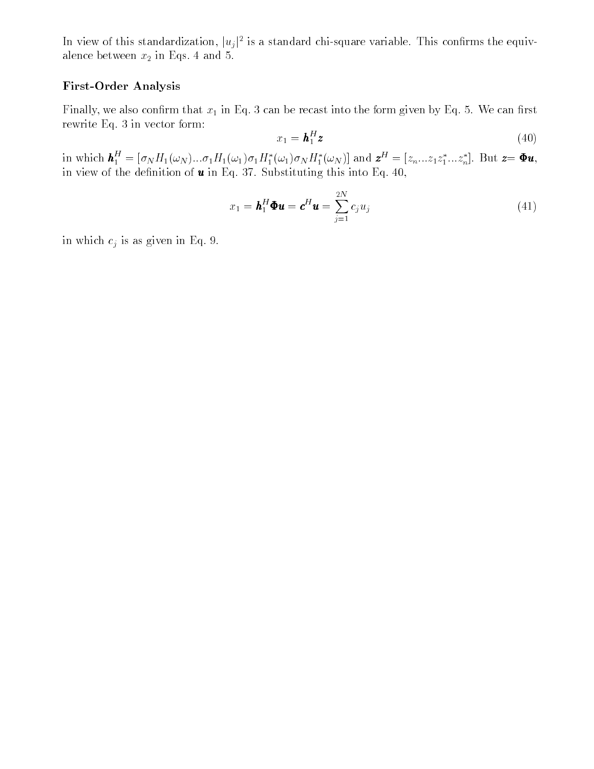In view of this standardization, $|u_j|^2$ is a standard chi-square variable. This confirms the equivalence between $x_2$ in Eqs. 4 and 5.

### First-Order Analysis

Finally, we also confirm that $x_1$ in Eq. 3 can be recast into the form given by Eq. 5. We can first rewrite Eq. 3 in vector form:

$$x_1 = \boldsymbol{h}_1^H \boldsymbol{z} \tag{40}$$

in which $\boldsymbol{h}_1^H = [\sigma_N H_1(\omega_N) \ldots \sigma_1 H_1(\omega_1) \sigma_1 H_1^*(\omega_1) \sigma_N H_1^*(\omega_N)]$ and $\boldsymbol{z}^H = [z_n \ldots z_1 z_1^* \ldots z_n^*]$. But $\boldsymbol{z} = \boldsymbol{\Phi u}$, in view of the definition of $\boldsymbol{u}$ in Eq. 37. Substituting this into Eq. 40,

$$x_1 = \boldsymbol{h}_1^H \boldsymbol{\Phi u} = \boldsymbol{c}^H \boldsymbol{u} = \sum_{j=1}^{2N} c_j u_j \tag{41}$$

in which $c_j$ is as given in Eq. 9.